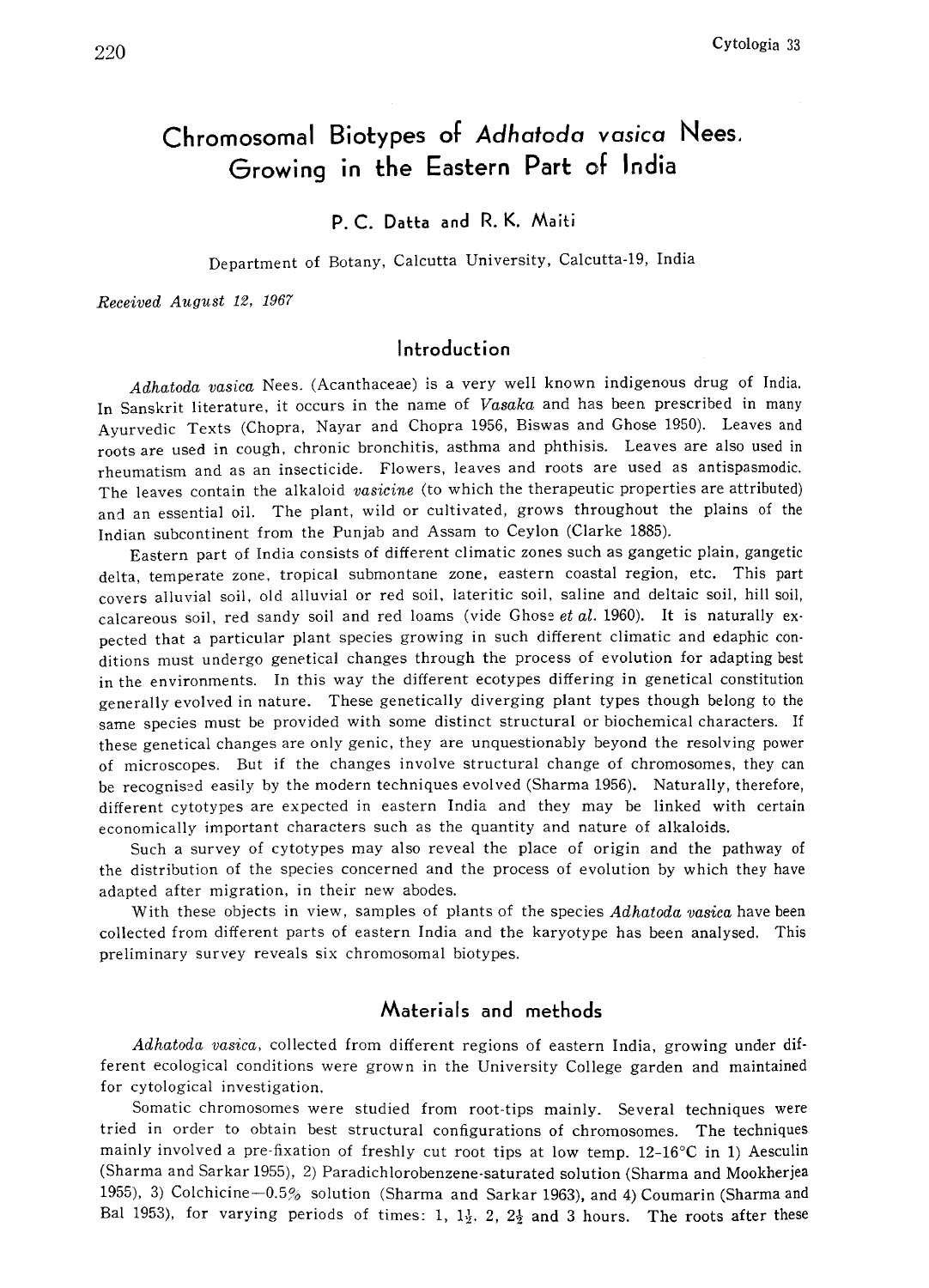# Chromosomal Biotypes of *Adhatoda vasica* Nees. Growing in the Eastern Part of India

**P. C. Datta and R. K. Maiti**

Department of Botany, Calcutta University, Calcutta-19, India

*Received August 12, 1967*

## Introduction

*Adhatoda vasica* Nees. (Acanthaceae) is a very well known indigenous drug of India. In Sanskrit literature, it occurs in the name of *Vasaka* and has been prescribed in many Ayurvedic Texts (Chopra, Nayar and Chopra 1956, Biswas and Ghose 1950). Leaves and roots are used in cough, chronic bronchitis, asthma and phthisis. Leaves are also used in rheumatism and as an insecticide. Flowers, leaves and roots are used as antispasmodic. The leaves contain the alkaloid *vasicine* (to which the therapeutic properties are attributed) and an essential oil. The plant, wild or cultivated, grows throughout the plains of the Indian subcontinent from the Punjab and Assam to Ceylon (Clarke 1885).

Eastern part of India consists of different climatic zones such as gangetic plain, gangetic delta, temperate zone, tropical submontane zone, eastern coastal region, etc. This part covers alluvial soil, old alluvial or red soil, lateritic soil, saline and deltaic soil, hill soil, calcareous soil, red sandy soil and red loams (vide Ghose *et al.* 1960). It is naturally expected that a particular plant species growing in such different climatic and edaphic conditions must undergo genetical changes through the process of evolution for adapting best in the environments. In this way the different ecotypes differing in genetical constitution generally evolved in nature. These genetically diverging plant types though belong to the same species must be provided with some distinct structural or biochemical characters. If these genetical changes are only genic, they are unquestionably beyond the resolving power of microscopes. But if the changes involve structural change of chromosomes, they can be recognised easily by the modern techniques evolved (Sharma 1956). Naturally, therefore, different cytotypes are expected in eastern India and they may be linked with certain economically important characters such as the quantity and nature of alkaloids.

Such a survey of cytotypes may also reveal the place of origin and the pathway of the distribution of the species concerned and the process of evolution by which they have adapted after migration, in their new abodes.

With these objects in view, samples of plants of the species *Adhatoda vasica* have been collected from different parts of eastern India and the karyotype has been analysed. This preliminary survey reveals six chromosomal biotypes.

## Materials and methods

*Adhatoda vasica*, collected from different regions of eastern India, growing under different ecological conditions were grown in the University College garden and maintained for cytological investigation.

Somatic chromosomes were studied from root-tips mainly. Several techniques were tried in order to obtain best structural configurations of chromosomes. The techniques mainly involved a pre-fixation of freshly cut root tips at low temp. 12-16°C in 1) Aesculin (Sharma and Sarkar 1955), 2) Paradichlorobenzene-saturated solution (Sharma and Mookherjea 1955), 3) Colchicine—0.5% solution (Sharma and Sarkar 1963), and 4) Coumarin (Sharma and Bal 1953), for varying periods of times: 1, 1½, 2, 2½ and 3 hours. The roots after these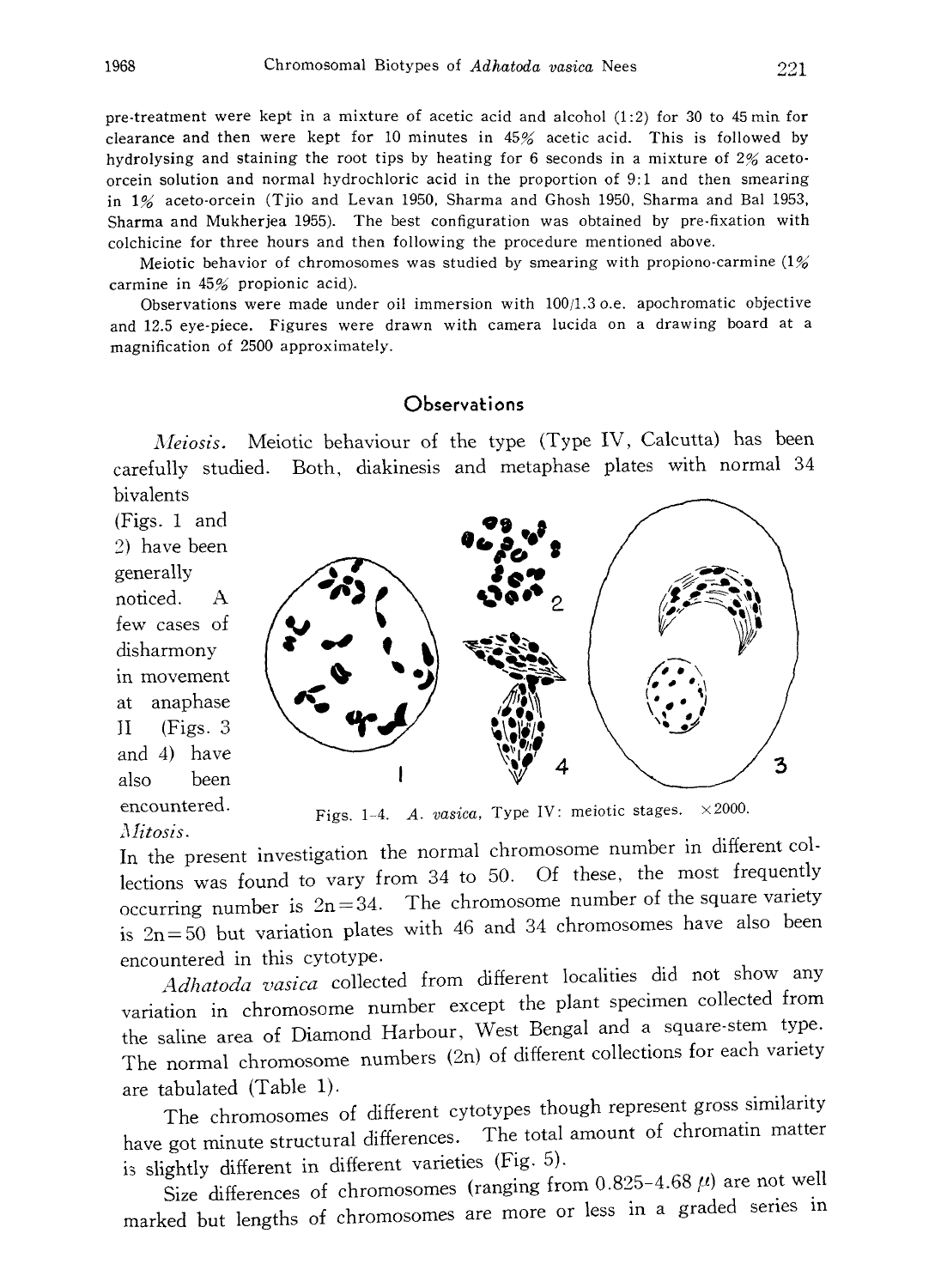pre-treatment were kept in a mixture of acetic acid and alcohol (1:2) for 30 to 45 min for clearance and then were kept for 10 minutes in 45% acetic acid. This is followed by hydrolysing and staining the root tips by heating for 6 seconds in a mixture of 2% aceto-orcein solution and normal hydrochloric acid in the proportion of 9:1 and then smearing in 1% aceto-orcein (Tjio and Levan 1950, Sharma and Ghosh 1950, Sharma and Bal 1953, Sharma and Mukherjea 1955). The best configuration was obtained by pre-fixation with colchicine for three hours and then following the procedure mentioned above.

Meiotic behavior of chromosomes was studied by smearing with propiono-carmine (1% carmine in 45% propionic acid).

Observations were made under oil immersion with 100/1.3 o.e. apochromatic objective and 12.5 eye-piece. Figures were drawn with camera lucida on a drawing board at a magnification of 2500 approximately.

## Observations

*Meiosis.* Meiotic behaviour of the type (Type IV, Calcutta) has been carefully studied. Both, diakinesis and metaphase plates with normal 34 bivalents (Figs. 1 and 2) have been generally noticed. A few cases of disharmony in movement at anaphase II (Figs. 3 and 4) have also been encountered.

Figs. 1–4. *A. vasica*, Type IV: meiotic stages. ×2000.

*Mitosis.*

In the present investigation the normal chromosome number in different collections was found to vary from 34 to 50. Of these, the most frequently occurring number is 2n=34. The chromosome number of the square variety is 2n=50 but variation plates with 46 and 34 chromosomes have also been encountered in this cytotype.

*Adhatoda vasica* collected from different localities did not show any variation in chromosome number except the plant specimen collected from the saline area of Diamond Harbour, West Bengal and a square-stem type. The normal chromosome numbers (2n) of different collections for each variety are tabulated (Table 1).

The chromosomes of different cytotypes though represent gross similarity have got minute structural differences. The total amount of chromatin matter is slightly different in different varieties (Fig. 5).

Size differences of chromosomes (ranging from 0.825–4.68 $\mu$) are not well marked but lengths of chromosomes are more or less in a graded series in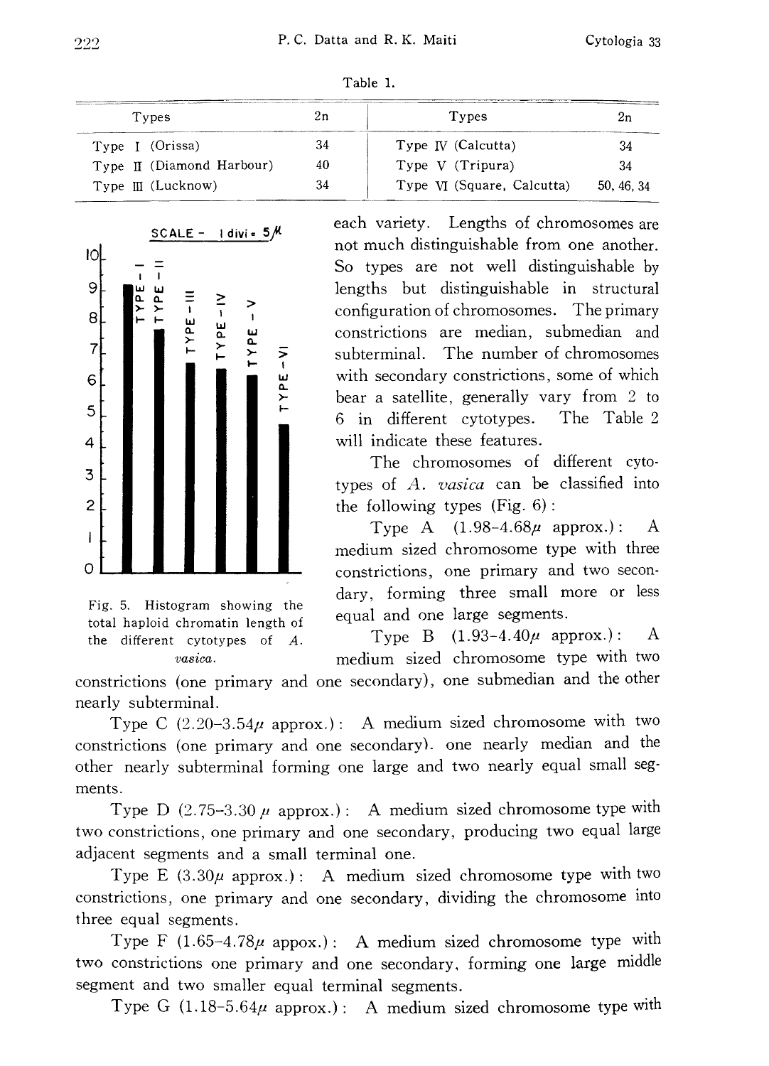Table 1.

| Types | 2n | Types | 2n |
|---|---|---|---|
| Type I (Orissa) | 34 | Type IV (Calcutta) | 34 |
| Type II (Diamond Harbour) | 40 | Type V (Tripura) | 34 |
| Type III (Lucknow) | 34 | Type VI (Square, Calcutta) | 50, 46, 34 |

Fig. 5. Histogram showing the total haploid chromatin length of the different cytotypes of *A. vasica*.

each variety. Lengths of chromosomes are not much distinguishable from one another. So types are not well distinguishable by lengths but distinguishable in structural configuration of chromosomes. The primary constrictions are median, submedian and subterminal. The number of chromosomes with secondary constrictions, some of which bear a satellite, generally vary from 2 to 6 in different cytotypes. The Table 2 will indicate these features.

The chromosomes of different cytotypes of *A. vasica* can be classified into the following types (Fig. 6):

Type A (1.98–4.68$\mu$ approx.): A medium sized chromosome type with three constrictions, one primary and two secondary, forming three small more or less equal and one large segments.

Type B (1.93–4.40$\mu$ approx.): A medium sized chromosome type with two constrictions (one primary and one secondary), one submedian and the other nearly subterminal.

Type C (2.20–3.54$\mu$ approx.): A medium sized chromosome with two constrictions (one primary and one secondary). one nearly median and the other nearly subterminal forming one large and two nearly equal small segments.

Type D (2.75–3.30 $\mu$ approx.): A medium sized chromosome type with two constrictions, one primary and one secondary, producing two equal large adjacent segments and a small terminal one.

Type E (3.30$\mu$ approx.): A medium sized chromosome type with two constrictions, one primary and one secondary, dividing the chromosome into three equal segments.

Type F (1.65–4.78$\mu$ appox.): A medium sized chromosome type with two constrictions one primary and one secondary, forming one large middle segment and two smaller equal terminal segments.

Type G (1.18–5.64$\mu$ approx.): A medium sized chromosome type with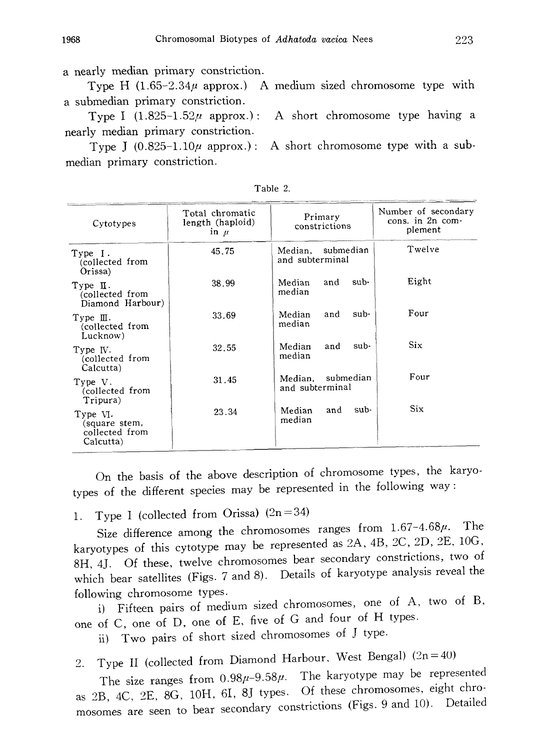a nearly median primary constriction.

Type H (1.65–2.34$\mu$ approx.) A medium sized chromosome type with a submedian primary constriction.

Type I (1.825–1.52$\mu$ approx.): A short chromosome type having a nearly median primary constriction.

Type J (0.825–1.10$\mu$ approx.): A short chromosome type with a submedian primary constriction.

Table 2.

| Cytotypes | Total chromatic length (haploid) in $\mu$ | Primary constrictions | Number of secondary cons. in 2n complement |
|---|---|---|---|
| Type I. (collected from Orissa) | 45.75 | Median, submedian and subterminal | Twelve |
| Type II. (collected from Diamond Harbour) | 38.99 | Median and submedian | Eight |
| Type III. (collected from Lucknow) | 33.69 | Median and submedian | Four |
| Type IV. (collected from Calcutta) | 32.55 | Median and submedian | Six |
| Type V. (collected from Tripura) | 31.45 | Median, submedian and subterminal | Four |
| Type VI. (square stem, collected from Calcutta) | 23.34 | Median and submedian | Six |

On the basis of the above description of chromosome types, the karyotypes of the different species may be represented in the following way:

1. Type I (collected from Orissa) (2n=34)

Size difference among the chromosomes ranges from 1.67–4.68$\mu$. The karyotypes of this cytotype may be represented as 2A, 4B, 2C, 2D, 2E, 10G, 8H, 4J. Of these, twelve chromosomes bear secondary constrictions, two of which bear satellites (Figs. 7 and 8). Details of karyotype analysis reveal the following chromosome types.

i) Fifteen pairs of medium sized chromosomes, one of A, two of B, one of C, one of D, one of E, five of G and four of H types.

ii) Two pairs of short sized chromosomes of J type.

2. Type II (collected from Diamond Harbour, West Bengal) (2n=40)

The size ranges from 0.98$\mu$–9.58$\mu$. The karyotype may be represented as 2B, 4C, 2E, 8G, 10H, 6I, 8J types. Of these chromosomes, eight chromosomes are seen to bear secondary constrictions (Figs. 9 and 10). Detailed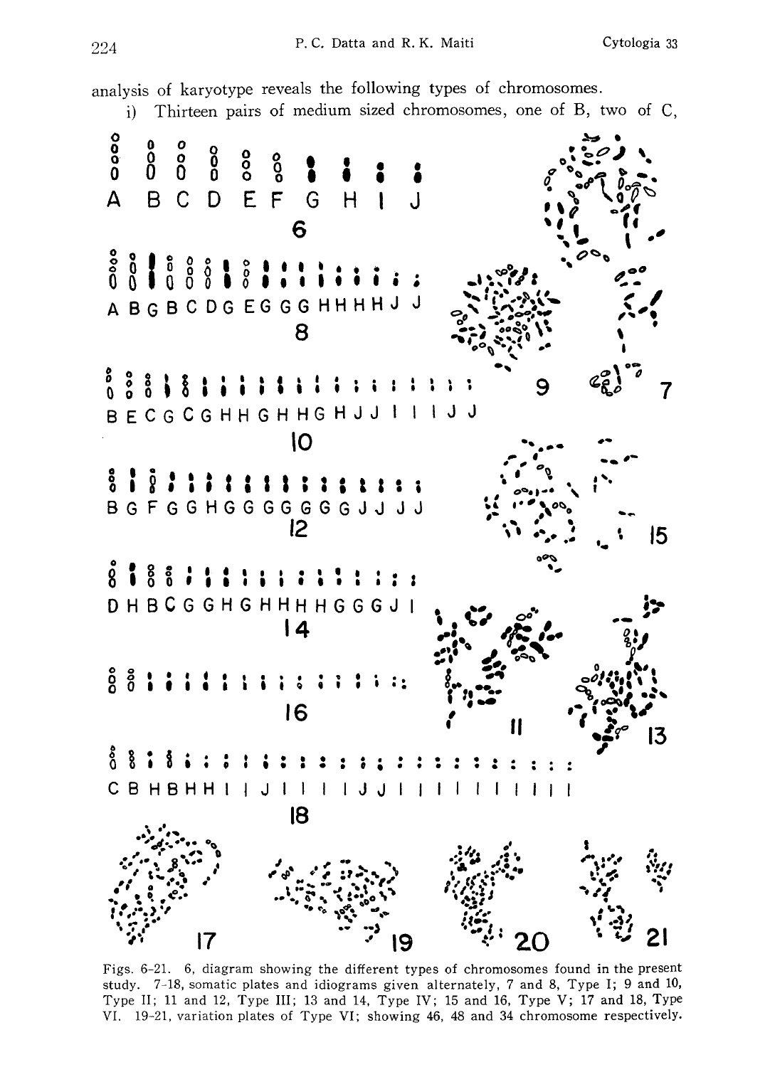analysis of karyotype reveals the following types of chromosomes.

i) Thirteen pairs of medium sized chromosomes, one of B, two of C,

Figs. 6-21. 6, diagram showing the different types of chromosomes found in the present study. 7-18, somatic plates and idiograms given alternately, 7 and 8, Type I; 9 and 10, Type II; 11 and 12, Type III; 13 and 14, Type IV; 15 and 16, Type V; 17 and 18, Type VI. 19-21, variation plates of Type VI; showing 46, 48 and 34 chromosome respectively.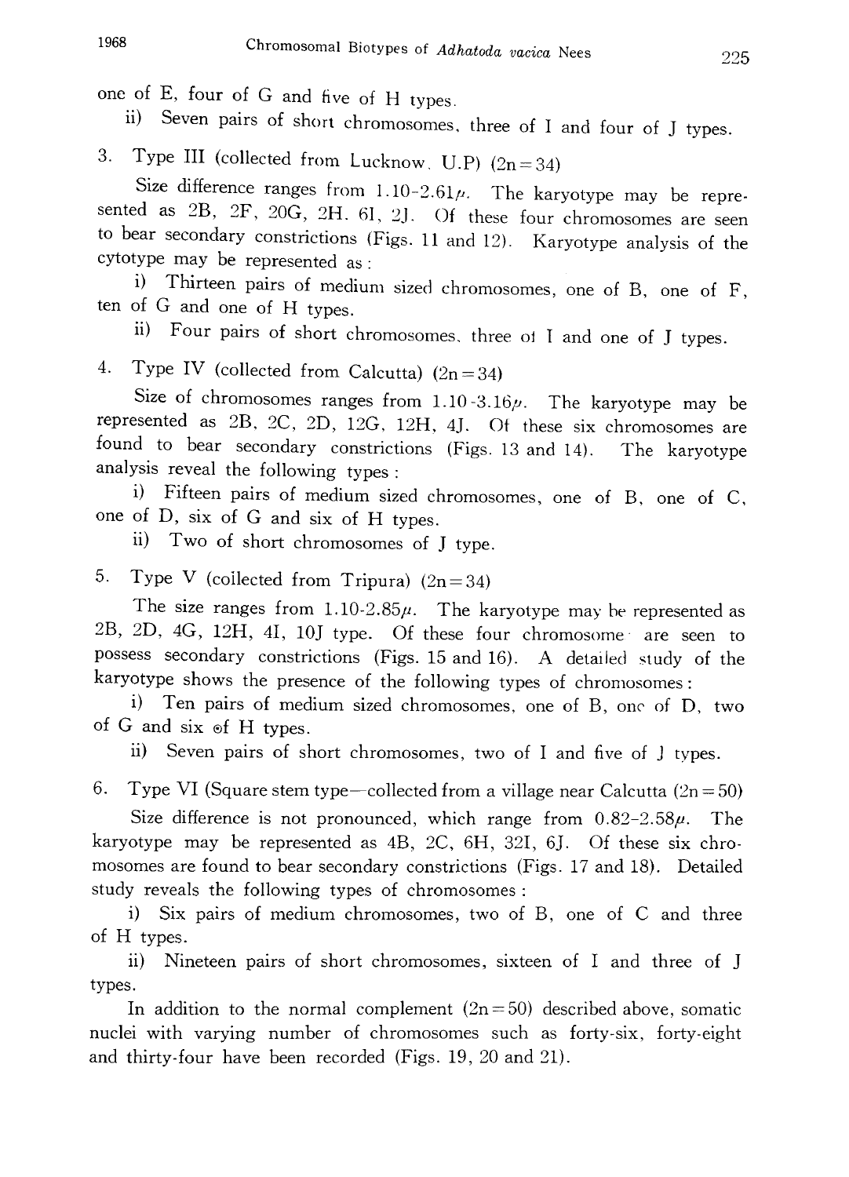one of E, four of G and five of H types.

ii) Seven pairs of short chromosomes, three of I and four of J types.

3. Type III (collected from Lucknow, U.P) (2n=34)

Size difference ranges from 1.10-2.61μ. The karyotype may be represented as 2B, 2F, 20G, 2H, 6I, 2J. Of these four chromosomes are seen to bear secondary constrictions (Figs. 11 and 12). Karyotype analysis of the cytotype may be represented as:

i) Thirteen pairs of medium sized chromosomes, one of B, one of F, ten of G and one of H types.

ii) Four pairs of short chromosomes, three of I and one of J types.

4. Type IV (collected from Calcutta) (2n=34)

Size of chromosomes ranges from 1.10-3.16μ. The karyotype may be represented as 2B, 2C, 2D, 12G, 12H, 4J. Of these six chromosomes are found to bear secondary constrictions (Figs. 13 and 14). The karyotype analysis reveal the following types:

i) Fifteen pairs of medium sized chromosomes, one of B, one of C, one of D, six of G and six of H types.

ii) Two of short chromosomes of J type.

5. Type V (collected from Tripura) (2n=34)

The size ranges from 1.10-2.85μ. The karyotype may be represented as 2B, 2D, 4G, 12H, 4I, 10J type. Of these four chromosome are seen to possess secondary constrictions (Figs. 15 and 16). A detailed study of the karyotype shows the presence of the following types of chromosomes:

i) Ten pairs of medium sized chromosomes, one of B, one of D, two of G and six of H types.

ii) Seven pairs of short chromosomes, two of I and five of J types.

6. Type VI (Square stem type—collected from a village near Calcutta (2n=50)

Size difference is not pronounced, which range from 0.82-2.58μ. The karyotype may be represented as 4B, 2C, 6H, 32I, 6J. Of these six chromosomes are found to bear secondary constrictions (Figs. 17 and 18). Detailed study reveals the following types of chromosomes:

i) Six pairs of medium chromosomes, two of B, one of C and three of H types.

ii) Nineteen pairs of short chromosomes, sixteen of I and three of J types.

In addition to the normal complement (2n=50) described above, somatic nuclei with varying number of chromosomes such as forty-six, forty-eight and thirty-four have been recorded (Figs. 19, 20 and 21).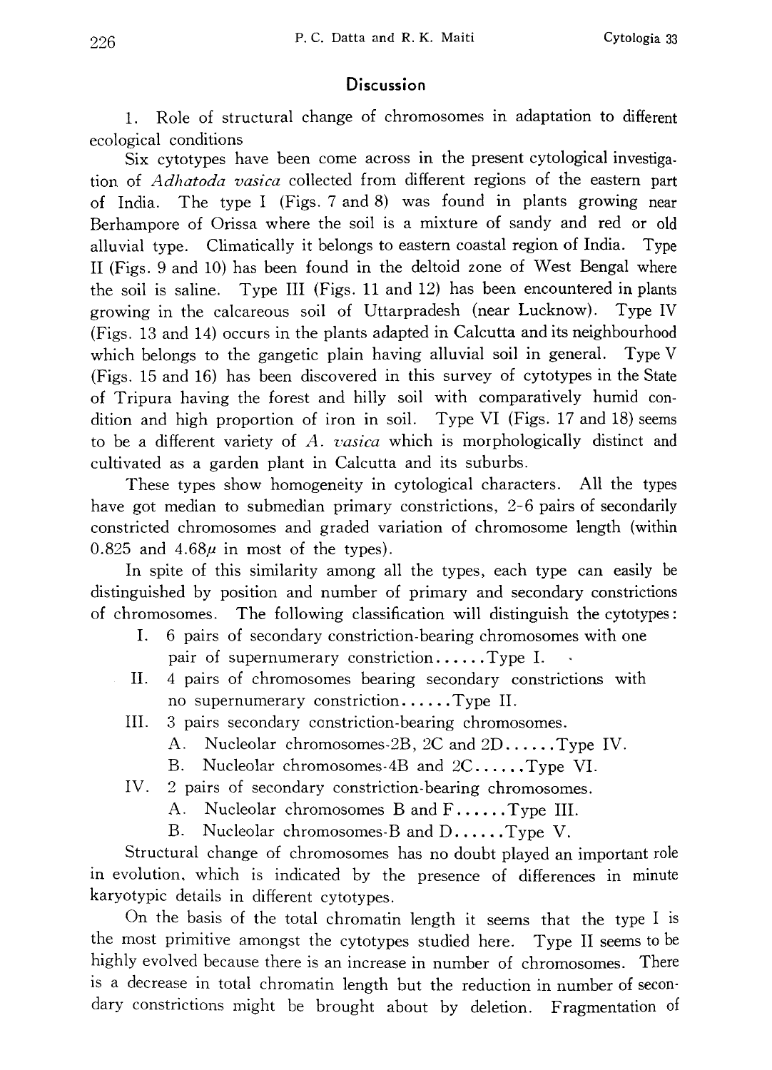## Discussion

1. Role of structural change of chromosomes in adaptation to different ecological conditions

Six cytotypes have been come across in the present cytological investigation of *Adhatoda vasica* collected from different regions of the eastern part of India. The type I (Figs. 7 and 8) was found in plants growing near Berhampore of Orissa where the soil is a mixture of sandy and red or old alluvial type. Climatically it belongs to eastern coastal region of India. Type II (Figs. 9 and 10) has been found in the deltoid zone of West Bengal where the soil is saline. Type III (Figs. 11 and 12) has been encountered in plants growing in the calcareous soil of Uttarpradesh (near Lucknow). Type IV (Figs. 13 and 14) occurs in the plants adapted in Calcutta and its neighbourhood which belongs to the gangetic plain having alluvial soil in general. Type V (Figs. 15 and 16) has been discovered in this survey of cytotypes in the State of Tripura having the forest and hilly soil with comparatively humid condition and high proportion of iron in soil. Type VI (Figs. 17 and 18) seems to be a different variety of *A. vasica* which is morphologically distinct and cultivated as a garden plant in Calcutta and its suburbs.

These types show homogeneity in cytological characters. All the types have got median to submedian primary constrictions, 2-6 pairs of secondarily constricted chromosomes and graded variation of chromosome length (within 0.825 and 4.68$\mu$ in most of the types).

In spite of this similarity among all the types, each type can easily be distinguished by position and number of primary and secondary constrictions of chromosomes. The following classification will distinguish the cytotypes:

- I. 6 pairs of secondary constriction-bearing chromosomes with one pair of supernumerary constriction......Type I.
- II. 4 pairs of chromosomes bearing secondary constrictions with no supernumerary constriction......Type II.
- III. 3 pairs secondary constriction-bearing chromosomes.
  - A. Nucleolar chromosomes-2B, 2C and 2D......Type IV.
  - B. Nucleolar chromosomes-4B and 2C......Type VI.
- IV. 2 pairs of secondary constriction-bearing chromosomes.
  - A. Nucleolar chromosomes B and F......Type III.
  - B. Nucleolar chromosomes-B and D......Type V.

Structural change of chromosomes has no doubt played an important role in evolution, which is indicated by the presence of differences in minute karyotypic details in different cytotypes.

On the basis of the total chromatin length it seems that the type I is the most primitive amongst the cytotypes studied here. Type II seems to be highly evolved because there is an increase in number of chromosomes. There is a decrease in total chromatin length but the reduction in number of secondary constrictions might be brought about by deletion. Fragmentation of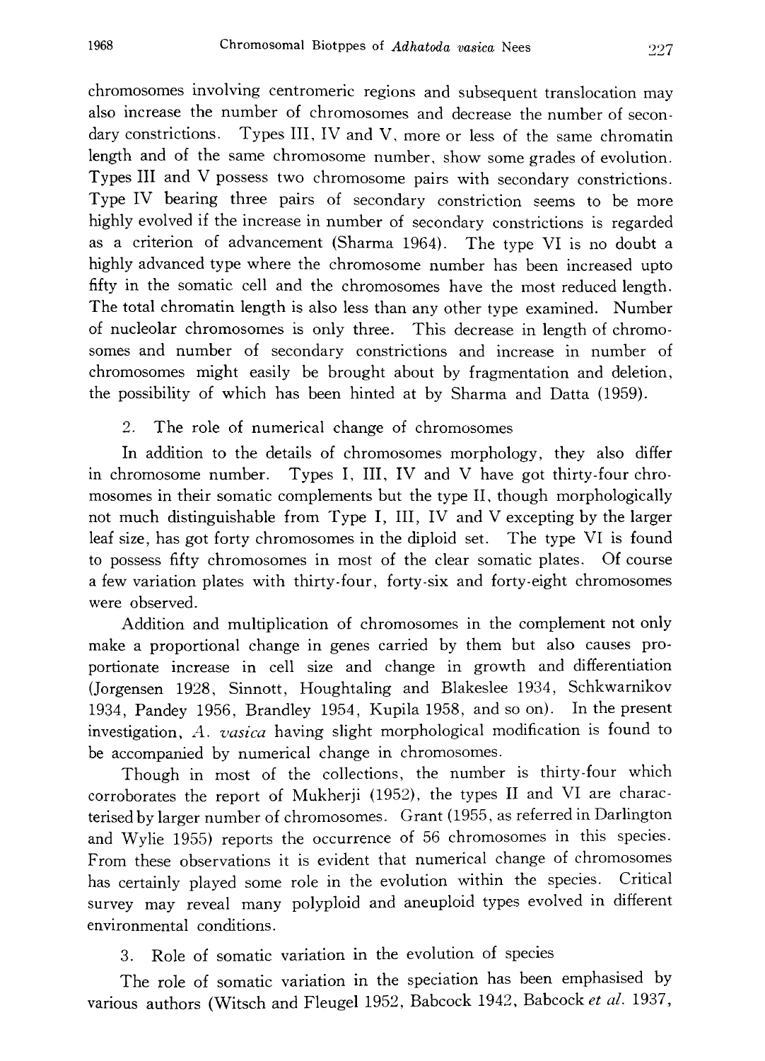chromosomes involving centromeric regions and subsequent translocation may also increase the number of chromosomes and decrease the number of secondary constrictions. Types III, IV and V, more or less of the same chromatin length and of the same chromosome number, show some grades of evolution. Types III and V possess two chromosome pairs with secondary constrictions. Type IV bearing three pairs of secondary constriction seems to be more highly evolved if the increase in number of secondary constrictions is regarded as a criterion of advancement (Sharma 1964). The type VI is no doubt a highly advanced type where the chromosome number has been increased upto fifty in the somatic cell and the chromosomes have the most reduced length. The total chromatin length is also less than any other type examined. Number of nucleolar chromosomes is only three. This decrease in length of chromosomes and number of secondary constrictions and increase in number of chromosomes might easily be brought about by fragmentation and deletion, the possibility of which has been hinted at by Sharma and Datta (1959).

2. The role of numerical change of chromosomes

In addition to the details of chromosomes morphology, they also differ in chromosome number. Types I, III, IV and V have got thirty-four chromosomes in their somatic complements but the type II, though morphologically not much distinguishable from Type I, III, IV and V excepting by the larger leaf size, has got forty chromosomes in the diploid set. The type VI is found to possess fifty chromosomes in most of the clear somatic plates. Of course a few variation plates with thirty-four, forty-six and forty-eight chromosomes were observed.

Addition and multiplication of chromosomes in the complement not only make a proportional change in genes carried by them but also causes proportionate increase in cell size and change in growth and differentiation (Jorgensen 1928, Sinnott, Houghtaling and Blakeslee 1934, Schkwarnikov 1934, Pandey 1956, Brandley 1954, Kupila 1958, and so on). In the present investigation, *A. vasica* having slight morphological modification is found to be accompanied by numerical change in chromosomes.

Though in most of the collections, the number is thirty-four which corroborates the report of Mukherji (1952), the types II and VI are characterised by larger number of chromosomes. Grant (1955, as referred in Darlington and Wylie 1955) reports the occurrence of 56 chromosomes in this species. From these observations it is evident that numerical change of chromosomes has certainly played some role in the evolution within the species. Critical survey may reveal many polyploid and aneuploid types evolved in different environmental conditions.

3. Role of somatic variation in the evolution of species

The role of somatic variation in the speciation has been emphasised by various authors (Witsch and Fleugel 1952, Babcock 1942, Babcock *et al.* 1937,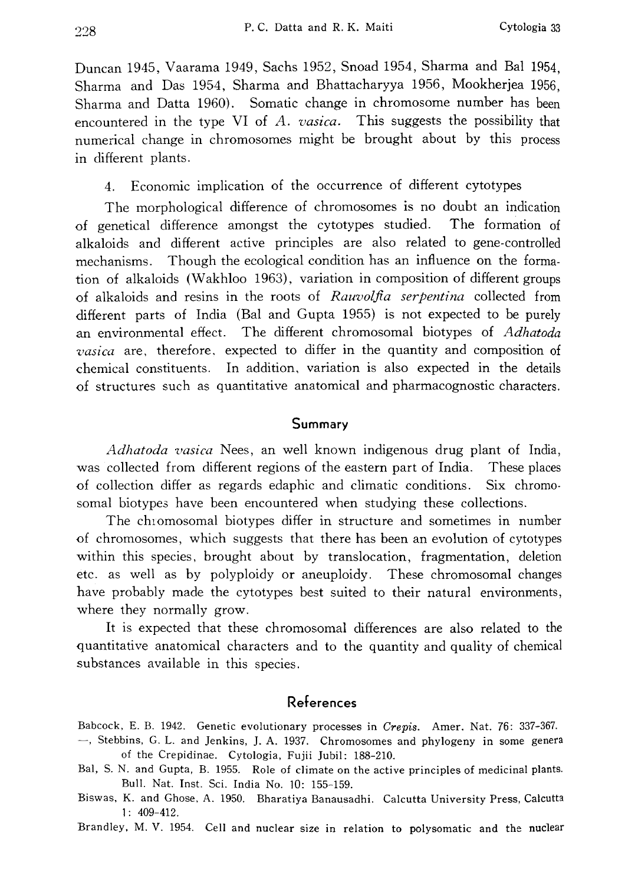Duncan 1945, Vaarama 1949, Sachs 1952, Snoad 1954, Sharma and Bal 1954, Sharma and Das 1954, Sharma and Bhattacharyya 1956, Mookherjea 1956, Sharma and Datta 1960). Somatic change in chromosome number has been encountered in the type VI of *A. vasica*. This suggests the possibility that numerical change in chromosomes might be brought about by this process in different plants.

4. Economic implication of the occurrence of different cytotypes

The morphological difference of chromosomes is no doubt an indication of genetical difference amongst the cytotypes studied. The formation of alkaloids and different active principles are also related to gene-controlled mechanisms. Though the ecological condition has an influence on the formation of alkaloids (Wakhloo 1963), variation in composition of different groups of alkaloids and resins in the roots of *Rauvolfia serpentina* collected from different parts of India (Bal and Gupta 1955) is not expected to be purely an environmental effect. The different chromosomal biotypes of *Adhatoda vasica* are, therefore, expected to differ in the quantity and composition of chemical constituents. In addition, variation is also expected in the details of structures such as quantitative anatomical and pharmacognostic characters.

## Summary

*Adhatoda vasica* Nees, an well known indigenous drug plant of India, was collected from different regions of the eastern part of India. These places of collection differ as regards edaphic and climatic conditions. Six chromosomal biotypes have been encountered when studying these collections.

The chromosomal biotypes differ in structure and sometimes in number of chromosomes, which suggests that there has been an evolution of cytotypes within this species, brought about by translocation, fragmentation, deletion etc. as well as by polyploidy or aneuploidy. These chromosomal changes have probably made the cytotypes best suited to their natural environments, where they normally grow.

It is expected that these chromosomal differences are also related to the quantitative anatomical characters and to the quantity and quality of chemical substances available in this species.

## References

Babcock, E. B. 1942. Genetic evolutionary processes in *Crepis*. Amer. Nat. 76: 337-367.

—, Stebbins, G. L. and Jenkins, J. A. 1937. Chromosomes and phylogeny in some genera of the Crepidinae. Cytologia, Fujii Jubil: 188-210.

Bal, S. N. and Gupta, B. 1955. Role of climate on the active principles of medicinal plants. Bull. Nat. Inst. Sci. India No. 10: 155-159.

Biswas, K. and Ghose, A. 1950. Bharatiya Banausadhi. Calcutta University Press, Calcutta 1: 409-412.

Brandley, M. V. 1954. Cell and nuclear size in relation to polysomatic and the nuclear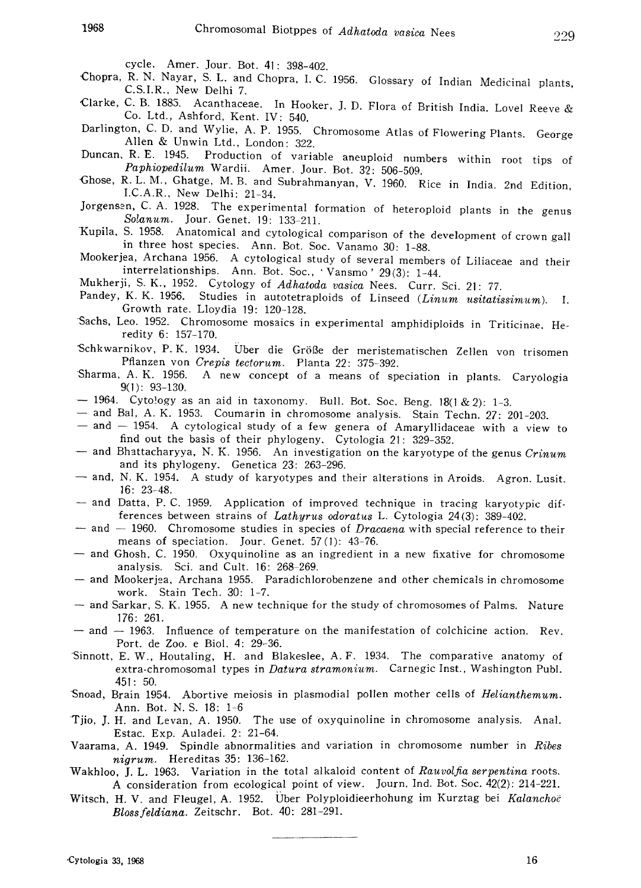cycle. Amer. Jour. Bot. 41: 398-402.

Chopra, R. N. Nayar, S. L. and Chopra, I. C. 1956. Glossary of Indian Medicinal plants, C.S.I.R., New Delhi 7.

Clarke, C. B. 1885. Acanthaceae. In Hooker, J. D. Flora of British India. Lovel Reeve & Co. Ltd., Ashford, Kent. IV: 540.

Darlington, C. D. and Wylie, A. P. 1955. Chromosome Atlas of Flowering Plants. George Allen & Unwin Ltd., London: 322.

Duncan, R. E. 1945. Production of variable aneuploid numbers within root tips of *Paphiopedilum* Wardii. Amer. Jour. Bot. 32: 506-509.

Ghose, R. L. M., Ghatge, M. B. and Subrahmanyan, V. 1960. Rice in India. 2nd Edition, I.C.A.R., New Delhi: 21-34.

Jorgensen, C. A. 1928. The experimental formation of heteroploid plants in the genus *Solanum*. Jour. Genet. 19: 133-211.

Kupila, S. 1958. Anatomical and cytological comparison of the development of crown gall in three host species. Ann. Bot. Soc. Vanamo 30: 1-88.

Mookerjea, Archana 1956. A cytological study of several members of Liliaceae and their interrelationships. Ann. Bot. Soc., 'Vansmo' 29(3): 1-44.

Mukherji, S. K., 1952. Cytology of *Adhatoda vasica* Nees. Curr. Sci. 21: 77.

Pandey, K. K. 1956. Studies in autotetraploids of Linseed (*Linum usitatissimum*). I. Growth rate. Lloydia 19: 120-128.

Sachs, Leo. 1952. Chromosome mosaics in experimental amphidiploids in Triticinae. Heredity 6: 157-170.

Schkwarnikov, P. K. 1934. Über die Größe der meristematischen Zellen von trisomen Pflanzen von *Crepis tectorum*. Planta 22: 375-392.

Sharma, A. K. 1956. A new concept of a means of speciation in plants. Caryologia 9(1): 93-130.

— 1964. Cytology as an aid in taxonomy. Bull. Bot. Soc. Beng. 18(1 & 2): 1-3.

— and Bal, A. K. 1953. Coumarin in chromosome analysis. Stain Techn. 27: 201-203.

— and — 1954. A cytological study of a few genera of Amaryllidaceae with a view to find out the basis of their phylogeny. Cytologia 21: 329-352.

— and Bhattacharyya, N. K. 1956. An investigation on the karyotype of the genus *Crinum* and its phylogeny. Genetica 23: 263-296.

— and, N. K. 1954. A study of karyotypes and their alterations in Aroids. Agron. Lusit. 16: 23-48.

— and Datta, P. C. 1959. Application of improved technique in tracing karyotypic differences between strains of *Lathyrus odoratus* L. Cytologia 24(3): 389-402.

— and — 1960. Chromosome studies in species of *Dracaena* with special reference to their means of speciation. Jour. Genet. 57(1): 43-76.

— and Ghosh, C. 1950. Oxyquinoline as an ingredient in a new fixative for chromosome analysis. Sci. and Cult. 16: 268-269.

— and Mookerjea, Archana 1955. Paradichlorobenzene and other chemicals in chromosome work. Stain Tech. 30: 1-7.

— and Sarkar, S. K. 1955. A new technique for the study of chromosomes of Palms. Nature 176: 261.

— and — 1963. Influence of temperature on the manifestation of colchicine action. Rev. Port. de Zoo. e Biol. 4: 29-36.

Sinnott, E. W., Houtaling, H. and Blakeslee, A. F. 1934. The comparative anatomy of extra-chromosomal types in *Datura stramonium*. Carnegic Inst., Washington Publ. 451: 50.

Snoad, Brain 1954. Abortive meiosis in plasmodial pollen mother cells of *Helianthemum*. Ann. Bot. N. S. 18: 1-6

Tjio, J. H. and Levan, A. 1950. The use of oxyquinoline in chromosome analysis. Anal. Estac. Exp. Auladei. 2: 21-64.

Vaarama, A. 1949. Spindle abnormalities and variation in chromosome number in *Ribes nigrum*. Hereditas 35: 136-162.

Wakhloo, J. L. 1963. Variation in the total alkaloid content of *Rauvolfia serpentina* roots. A consideration from ecological point of view. Journ. Ind. Bot. Soc. 42(2): 214-221.

Witsch, H. V. and Fleugel, A. 1952. Über Polyploidieerhohung im Kurztag bei *Kalanchoë Blossfeldiana*. Zeitschr. Bot. 40: 281-291.